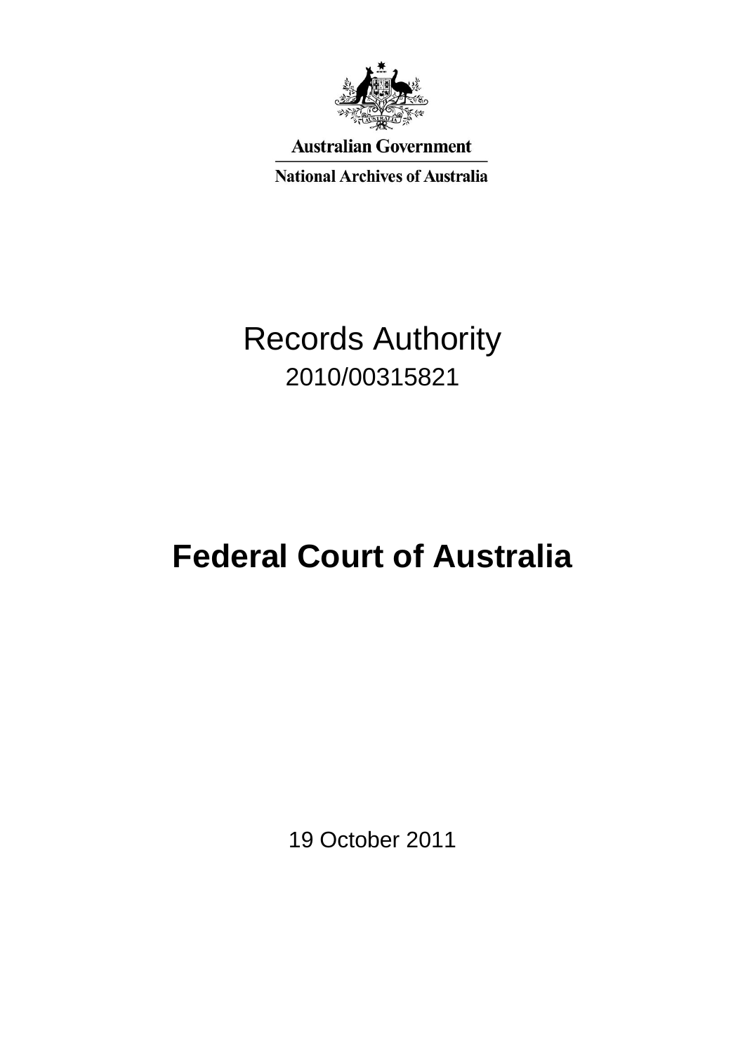Australian Government

National Archives of Australia

# Records Authority

2010/00315821

# Federal Court of Australia

19 October 2011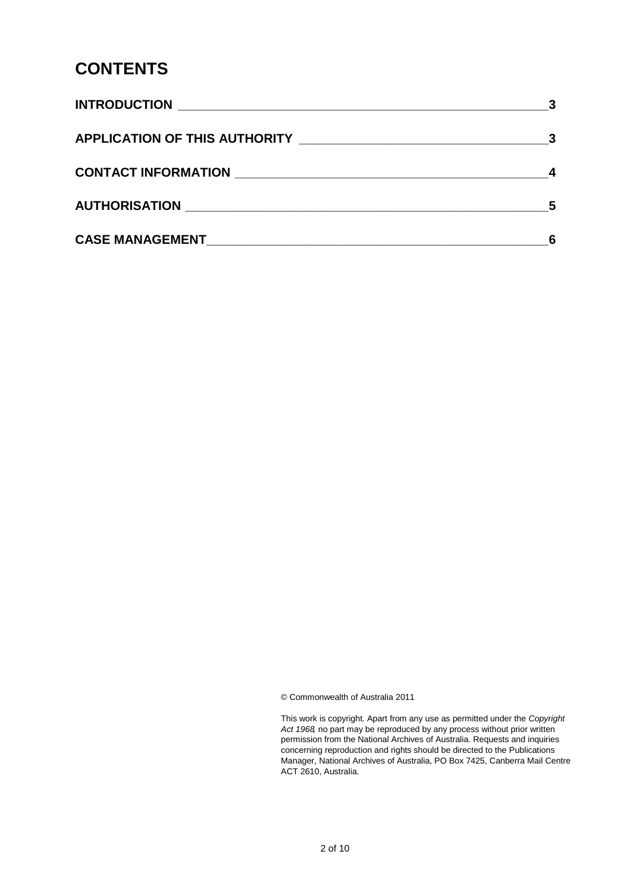# CONTENTS

| | |
|---|---|
| **INTRODUCTION** | **3** |
| **APPLICATION OF THIS AUTHORITY** | **3** |
| **CONTACT INFORMATION** | **4** |
| **AUTHORISATION** | **5** |
| **CASE MANAGEMENT** | **6** |

© Commonwealth of Australia 2011

This work is copyright. Apart from any use as permitted under the *Copyright Act 1968*, no part may be reproduced by any process without prior written permission from the National Archives of Australia. Requests and inquiries concerning reproduction and rights should be directed to the Publications Manager, National Archives of Australia, PO Box 7425, Canberra Mail Centre ACT 2610, Australia.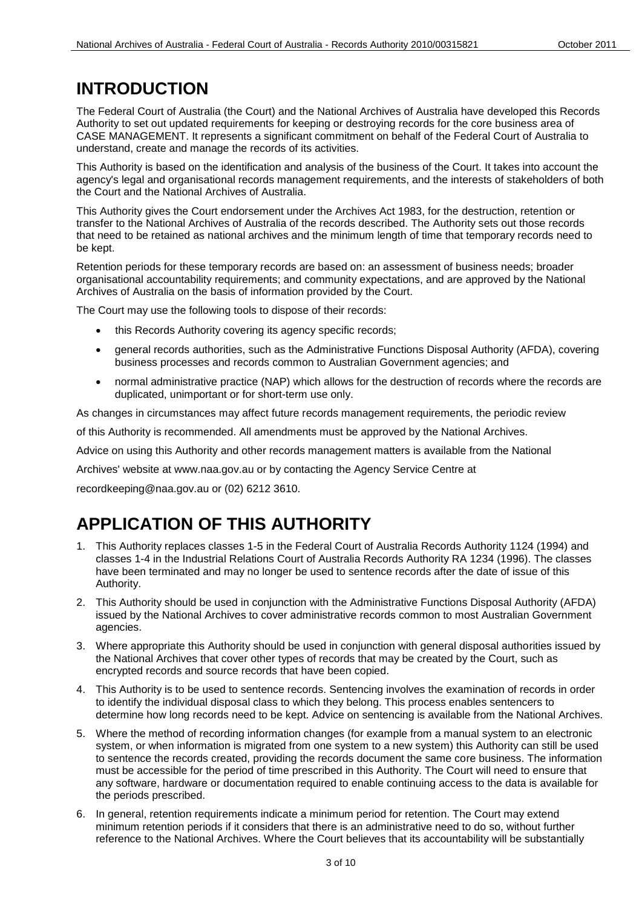# INTRODUCTION

The Federal Court of Australia (the Court) and the National Archives of Australia have developed this Records Authority to set out updated requirements for keeping or destroying records for the core business area of CASE MANAGEMENT. It represents a significant commitment on behalf of the Federal Court of Australia to understand, create and manage the records of its activities.

This Authority is based on the identification and analysis of the business of the Court. It takes into account the agency's legal and organisational records management requirements, and the interests of stakeholders of both the Court and the National Archives of Australia.

This Authority gives the Court endorsement under the Archives Act 1983, for the destruction, retention or transfer to the National Archives of Australia of the records described. The Authority sets out those records that need to be retained as national archives and the minimum length of time that temporary records need to be kept.

Retention periods for these temporary records are based on: an assessment of business needs; broader organisational accountability requirements; and community expectations, and are approved by the National Archives of Australia on the basis of information provided by the Court.

The Court may use the following tools to dispose of their records:

- this Records Authority covering its agency specific records;
- general records authorities, such as the Administrative Functions Disposal Authority (AFDA), covering business processes and records common to Australian Government agencies; and
- normal administrative practice (NAP) which allows for the destruction of records where the records are duplicated, unimportant or for short-term use only.

As changes in circumstances may affect future records management requirements, the periodic review of this Authority is recommended. All amendments must be approved by the National Archives.

Advice on using this Authority and other records management matters is available from the National Archives' website at www.naa.gov.au or by contacting the Agency Service Centre at recordkeeping@naa.gov.au or (02) 6212 3610.

# APPLICATION OF THIS AUTHORITY

1. This Authority replaces classes 1-5 in the Federal Court of Australia Records Authority 1124 (1994) and classes 1-4 in the Industrial Relations Court of Australia Records Authority RA 1234 (1996). The classes have been terminated and may no longer be used to sentence records after the date of issue of this Authority.
2. This Authority should be used in conjunction with the Administrative Functions Disposal Authority (AFDA) issued by the National Archives to cover administrative records common to most Australian Government agencies.
3. Where appropriate this Authority should be used in conjunction with general disposal authorities issued by the National Archives that cover other types of records that may be created by the Court, such as encrypted records and source records that have been copied.
4. This Authority is to be used to sentence records. Sentencing involves the examination of records in order to identify the individual disposal class to which they belong. This process enables sentencers to determine how long records need to be kept. Advice on sentencing is available from the National Archives.
5. Where the method of recording information changes (for example from a manual system to an electronic system, or when information is migrated from one system to a new system) this Authority can still be used to sentence the records created, providing the records document the same core business. The information must be accessible for the period of time prescribed in this Authority. The Court will need to ensure that any software, hardware or documentation required to enable continuing access to the data is available for the periods prescribed.
6. In general, retention requirements indicate a minimum period for retention. The Court may extend minimum retention periods if it considers that there is an administrative need to do so, without further reference to the National Archives. Where the Court believes that its accountability will be substantially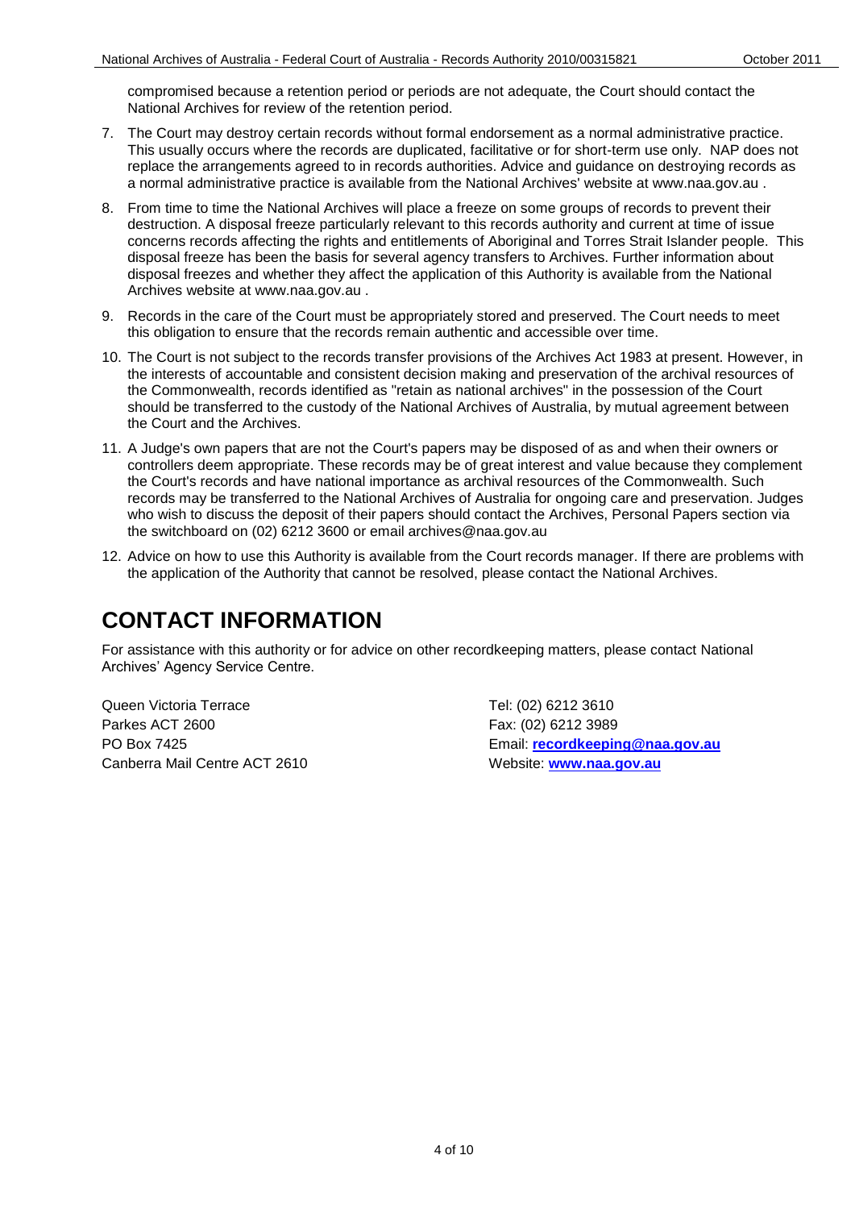compromised because a retention period or periods are not adequate, the Court should contact the National Archives for review of the retention period.

7. The Court may destroy certain records without formal endorsement as a normal administrative practice. This usually occurs where the records are duplicated, facilitative or for short-term use only. NAP does not replace the arrangements agreed to in records authorities. Advice and guidance on destroying records as a normal administrative practice is available from the National Archives' website at www.naa.gov.au .

8. From time to time the National Archives will place a freeze on some groups of records to prevent their destruction. A disposal freeze particularly relevant to this records authority and current at time of issue concerns records affecting the rights and entitlements of Aboriginal and Torres Strait Islander people. This disposal freeze has been the basis for several agency transfers to Archives. Further information about disposal freezes and whether they affect the application of this Authority is available from the National Archives website at www.naa.gov.au .

9. Records in the care of the Court must be appropriately stored and preserved. The Court needs to meet this obligation to ensure that the records remain authentic and accessible over time.

10. The Court is not subject to the records transfer provisions of the Archives Act 1983 at present. However, in the interests of accountable and consistent decision making and preservation of the archival resources of the Commonwealth, records identified as "retain as national archives" in the possession of the Court should be transferred to the custody of the National Archives of Australia, by mutual agreement between the Court and the Archives.

11. A Judge's own papers that are not the Court's papers may be disposed of as and when their owners or controllers deem appropriate. These records may be of great interest and value because they complement the Court's records and have national importance as archival resources of the Commonwealth. Such records may be transferred to the National Archives of Australia for ongoing care and preservation. Judges who wish to discuss the deposit of their papers should contact the Archives, Personal Papers section via the switchboard on (02) 6212 3600 or email archives@naa.gov.au

12. Advice on how to use this Authority is available from the Court records manager. If there are problems with the application of the Authority that cannot be resolved, please contact the National Archives.

# CONTACT INFORMATION

For assistance with this authority or for advice on other recordkeeping matters, please contact National Archives' Agency Service Centre.

Queen Victoria Terrace
Parkes ACT 2600
PO Box 7425
Canberra Mail Centre ACT 2610

Tel: (02) 6212 3610
Fax: (02) 6212 3989
Email: **recordkeeping@naa.gov.au**
Website: **www.naa.gov.au**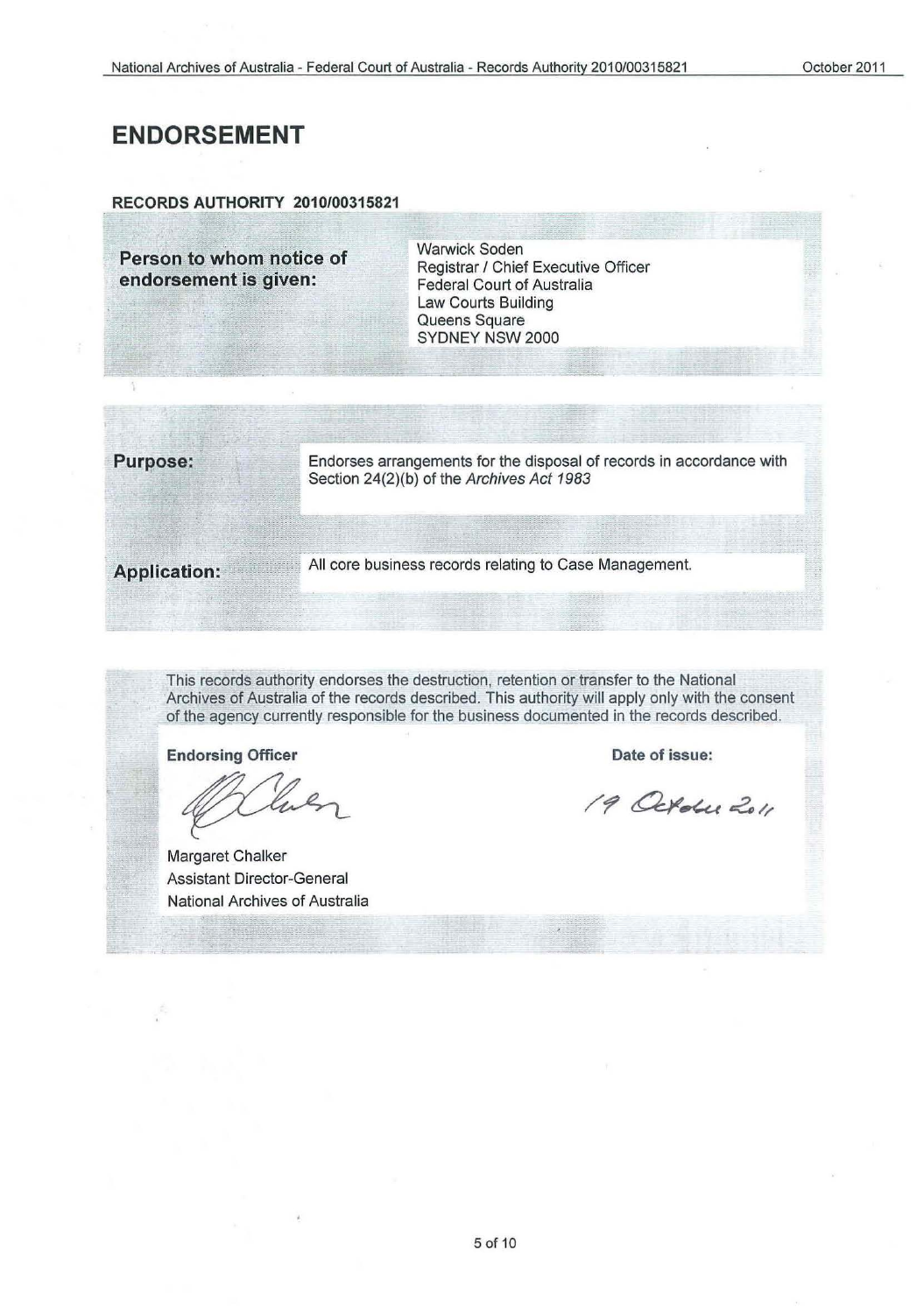# ENDORSEMENT

**RECORDS AUTHORITY 2010/00315821**

| | |
|---|---|
| **Person to whom notice of endorsement is given:** | Warwick Soden<br>Registrar / Chief Executive Officer<br>Federal Court of Australia<br>Law Courts Building<br>Queens Square<br>SYDNEY NSW 2000 |

| | |
|---|---|
| **Purpose:** | Endorses arrangements for the disposal of records in accordance with Section 24(2)(b) of the *Archives Act 1983* |
| **Application:** | All core business records relating to Case Management. |

This records authority endorses the destruction, retention or transfer to the National Archives of Australia of the records described. This authority will apply only with the consent of the agency currently responsible for the business documented in the records described.

| **Endorsing Officer** | **Date of issue:** |
|---|---|
| Margaret Chalker<br>Assistant Director-General<br>National Archives of Australia | 19 October 2011 |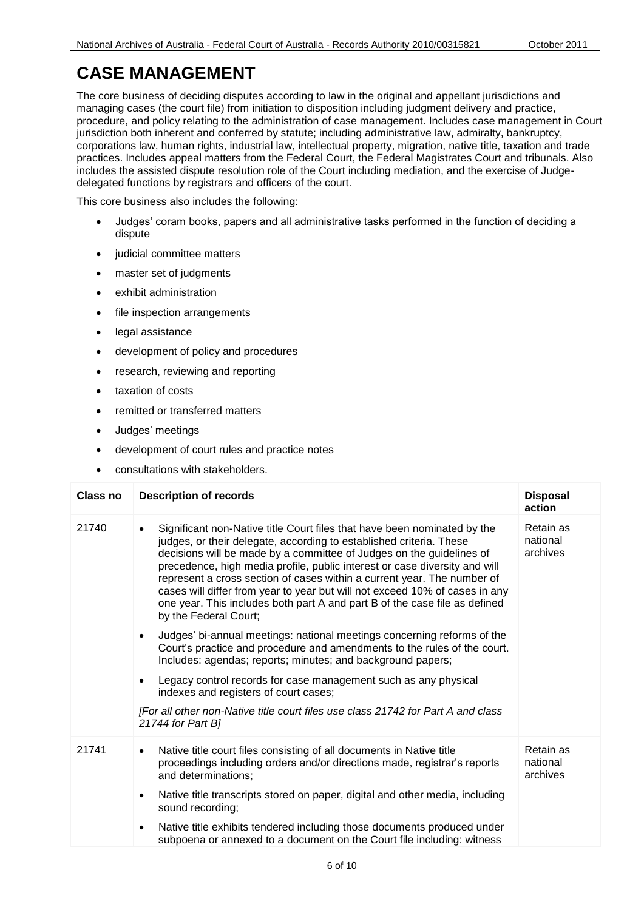# CASE MANAGEMENT

The core business of deciding disputes according to law in the original and appellant jurisdictions and managing cases (the court file) from initiation to disposition including judgment delivery and practice, procedure, and policy relating to the administration of case management. Includes case management in Court jurisdiction both inherent and conferred by statute; including administrative law, admiralty, bankruptcy, corporations law, human rights, industrial law, intellectual property, migration, native title, taxation and trade practices. Includes appeal matters from the Federal Court, the Federal Magistrates Court and tribunals. Also includes the assisted dispute resolution role of the Court including mediation, and the exercise of Judge-delegated functions by registrars and officers of the court.

This core business also includes the following:

- Judges' coram books, papers and all administrative tasks performed in the function of deciding a dispute
- judicial committee matters
- master set of judgments
- exhibit administration
- file inspection arrangements
- legal assistance
- development of policy and procedures
- research, reviewing and reporting
- taxation of costs
- remitted or transferred matters
- Judges' meetings
- development of court rules and practice notes
- consultations with stakeholders.

| Class no | Description of records | Disposal action |
|---|---|---|
| 21740 | • Significant non-Native title Court files that have been nominated by the judges, or their delegate, according to established criteria. These decisions will be made by a committee of Judges on the guidelines of precedence, high media profile, public interest or case diversity and will represent a cross section of cases within a current year. The number of cases will differ from year to year but will not exceed 10% of cases in any one year. This includes both part A and part B of the case file as defined by the Federal Court;<br>• Judges' bi-annual meetings: national meetings concerning reforms of the Court's practice and procedure and amendments to the rules of the court. Includes: agendas; reports; minutes; and background papers;<br>• Legacy control records for case management such as any physical indexes and registers of court cases;<br>*[For all other non-Native title court files use class 21742 for Part A and class 21744 for Part B]* | Retain as national archives |
| 21741 | • Native title court files consisting of all documents in Native title proceedings including orders and/or directions made, registrar's reports and determinations;<br>• Native title transcripts stored on paper, digital and other media, including sound recording;<br>• Native title exhibits tendered including those documents produced under subpoena or annexed to a document on the Court file including: witness | Retain as national archives |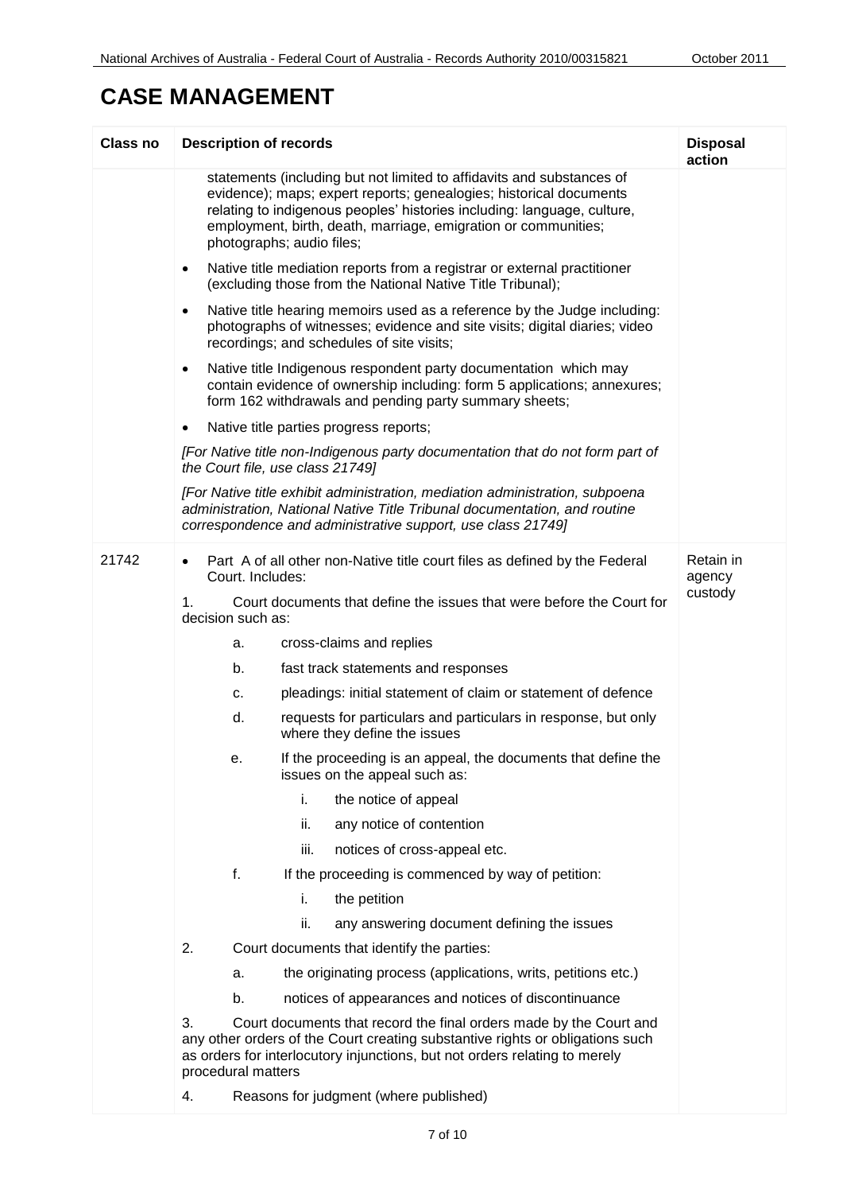# CASE MANAGEMENT

| Class no | Description of records | Disposal action |
|---|---|---|
| | statements (including but not limited to affidavits and substances of evidence); maps; expert reports; genealogies; historical documents relating to indigenous peoples' histories including: language, culture, employment, birth, death, marriage, emigration or communities; photographs; audio files;<br>• Native title mediation reports from a registrar or external practitioner (excluding those from the National Native Title Tribunal);<br>• Native title hearing memoirs used as a reference by the Judge including: photographs of witnesses; evidence and site visits; digital diaries; video recordings; and schedules of site visits;<br>• Native title Indigenous respondent party documentation which may contain evidence of ownership including: form 5 applications; annexures; form 162 withdrawals and pending party summary sheets;<br>• Native title parties progress reports;<br>*[For Native title non-Indigenous party documentation that do not form part of the Court file, use class 21749]*<br>*[For Native title exhibit administration, mediation administration, subpoena administration, National Native Title Tribunal documentation, and routine correspondence and administrative support, use class 21749]* | |
| 21742 | • Part A of all other non-Native title court files as defined by the Federal Court. Includes:<br>1. Court documents that define the issues that were before the Court for decision such as:<br>a. cross-claims and replies<br>b. fast track statements and responses<br>c. pleadings: initial statement of claim or statement of defence<br>d. requests for particulars and particulars in response, but only where they define the issues<br>e. If the proceeding is an appeal, the documents that define the issues on the appeal such as:<br>i. the notice of appeal<br>ii. any notice of contention<br>iii. notices of cross-appeal etc.<br>f. If the proceeding is commenced by way of petition:<br>i. the petition<br>ii. any answering document defining the issues<br>2. Court documents that identify the parties:<br>a. the originating process (applications, writs, petitions etc.)<br>b. notices of appearances and notices of discontinuance<br>3. Court documents that record the final orders made by the Court and any other orders of the Court creating substantive rights or obligations such as orders for interlocutory injunctions, but not orders relating to merely procedural matters<br>4. Reasons for judgment (where published) | Retain in agency custody |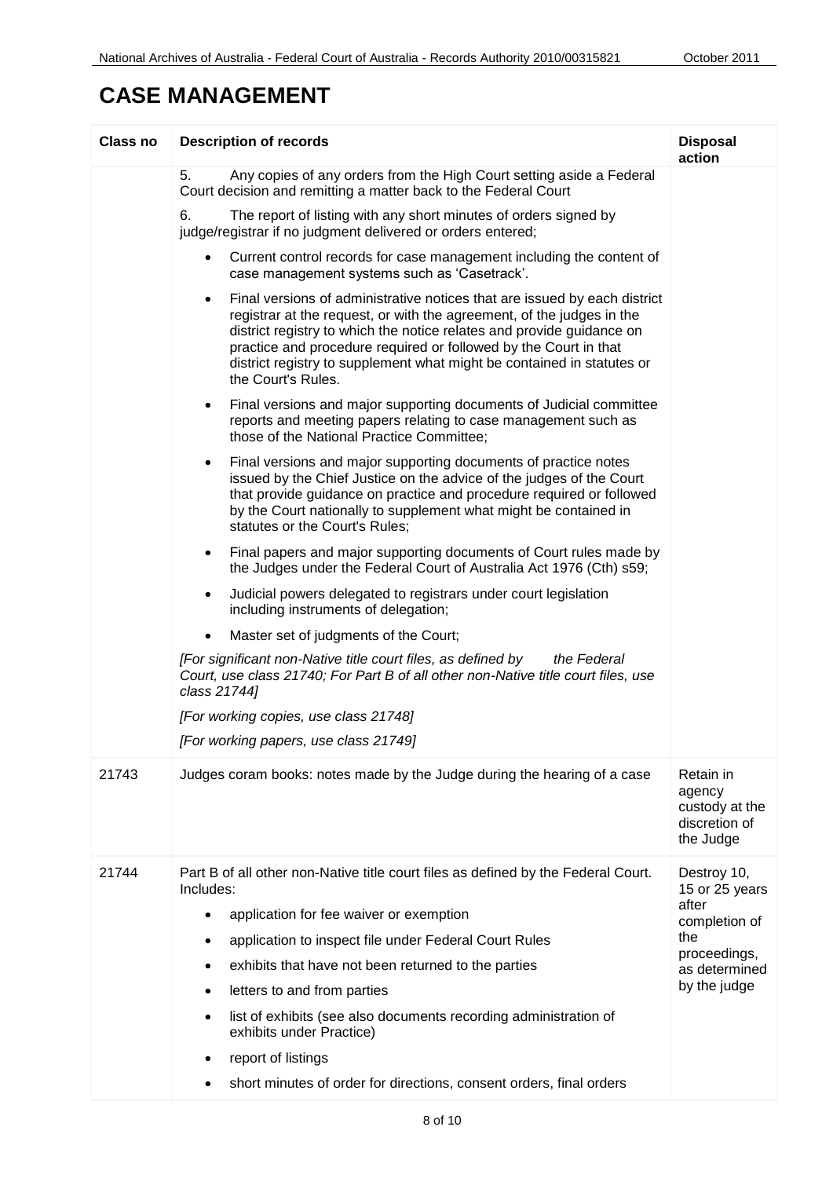# CASE MANAGEMENT

| Class no | Description of records | Disposal action |
|---|---|---|
| | 5. Any copies of any orders from the High Court setting aside a Federal Court decision and remitting a matter back to the Federal Court<br><br>6. The report of listing with any short minutes of orders signed by judge/registrar if no judgment delivered or orders entered;<br><br>• Current control records for case management including the content of case management systems such as 'Casetrack'.<br><br>• Final versions of administrative notices that are issued by each district registrar at the request, or with the agreement, of the judges in the district registry to which the notice relates and provide guidance on practice and procedure required or followed by the Court in that district registry to supplement what might be contained in statutes or the Court's Rules.<br><br>• Final versions and major supporting documents of Judicial committee reports and meeting papers relating to case management such as those of the National Practice Committee;<br><br>• Final versions and major supporting documents of practice notes issued by the Chief Justice on the advice of the judges of the Court that provide guidance on practice and procedure required or followed by the Court nationally to supplement what might be contained in statutes or the Court's Rules;<br><br>• Final papers and major supporting documents of Court rules made by the Judges under the Federal Court of Australia Act 1976 (Cth) s59;<br><br>• Judicial powers delegated to registrars under court legislation including instruments of delegation;<br><br>• Master set of judgments of the Court;<br><br>*[For significant non-Native title court files, as defined by the Federal Court, use class 21740; For Part B of all other non-Native title court files, use class 21744]*<br><br>*[For working copies, use class 21748]*<br><br>*[For working papers, use class 21749]* | |
| 21743 | Judges coram books: notes made by the Judge during the hearing of a case | Retain in agency custody at the discretion of the Judge |
| 21744 | Part B of all other non-Native title court files as defined by the Federal Court. Includes:<br><br>• application for fee waiver or exemption<br>• application to inspect file under Federal Court Rules<br>• exhibits that have not been returned to the parties<br>• letters to and from parties<br>• list of exhibits (see also documents recording administration of exhibits under Practice)<br>• report of listings<br>• short minutes of order for directions, consent orders, final orders | Destroy 10, 15 or 25 years after completion of the proceedings, as determined by the judge |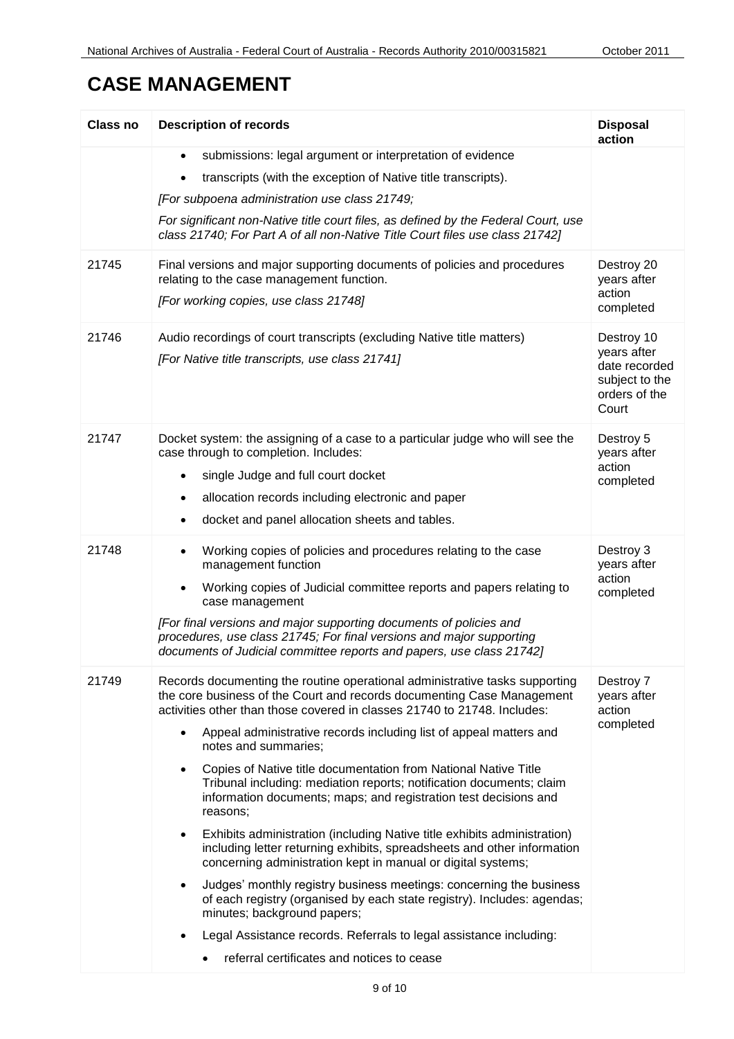# CASE MANAGEMENT

| Class no | Description of records | Disposal action |
| --- | --- | --- |
| | • submissions: legal argument or interpretation of evidence<br>• transcripts (with the exception of Native title transcripts).<br>*[For subpoena administration use class 21749;*<br>*For significant non-Native title court files, as defined by the Federal Court, use class 21740; For Part A of all non-Native Title Court files use class 21742]* | |
| 21745 | Final versions and major supporting documents of policies and procedures relating to the case management function.<br>*[For working copies, use class 21748]* | Destroy 20 years after action completed |
| 21746 | Audio recordings of court transcripts (excluding Native title matters)<br>*[For Native title transcripts, use class 21741]* | Destroy 10 years after date recorded subject to the orders of the Court |
| 21747 | Docket system: the assigning of a case to a particular judge who will see the case through to completion. Includes:<br>• single Judge and full court docket<br>• allocation records including electronic and paper<br>• docket and panel allocation sheets and tables. | Destroy 5 years after action completed |
| 21748 | • Working copies of policies and procedures relating to the case management function<br>• Working copies of Judicial committee reports and papers relating to case management<br>*[For final versions and major supporting documents of policies and procedures, use class 21745; For final versions and major supporting documents of Judicial committee reports and papers, use class 21742]* | Destroy 3 years after action completed |
| 21749 | Records documenting the routine operational administrative tasks supporting the core business of the Court and records documenting Case Management activities other than those covered in classes 21740 to 21748. Includes:<br>• Appeal administrative records including list of appeal matters and notes and summaries;<br>• Copies of Native title documentation from National Native Title Tribunal including: mediation reports; notification documents; claim information documents; maps; and registration test decisions and reasons;<br>• Exhibits administration (including Native title exhibits administration) including letter returning exhibits, spreadsheets and other information concerning administration kept in manual or digital systems;<br>• Judges' monthly registry business meetings: concerning the business of each registry (organised by each state registry). Includes: agendas; minutes; background papers;<br>• Legal Assistance records. Referrals to legal assistance including:<br>&nbsp;&nbsp;&nbsp;&nbsp;• referral certificates and notices to cease | Destroy 7 years after action completed |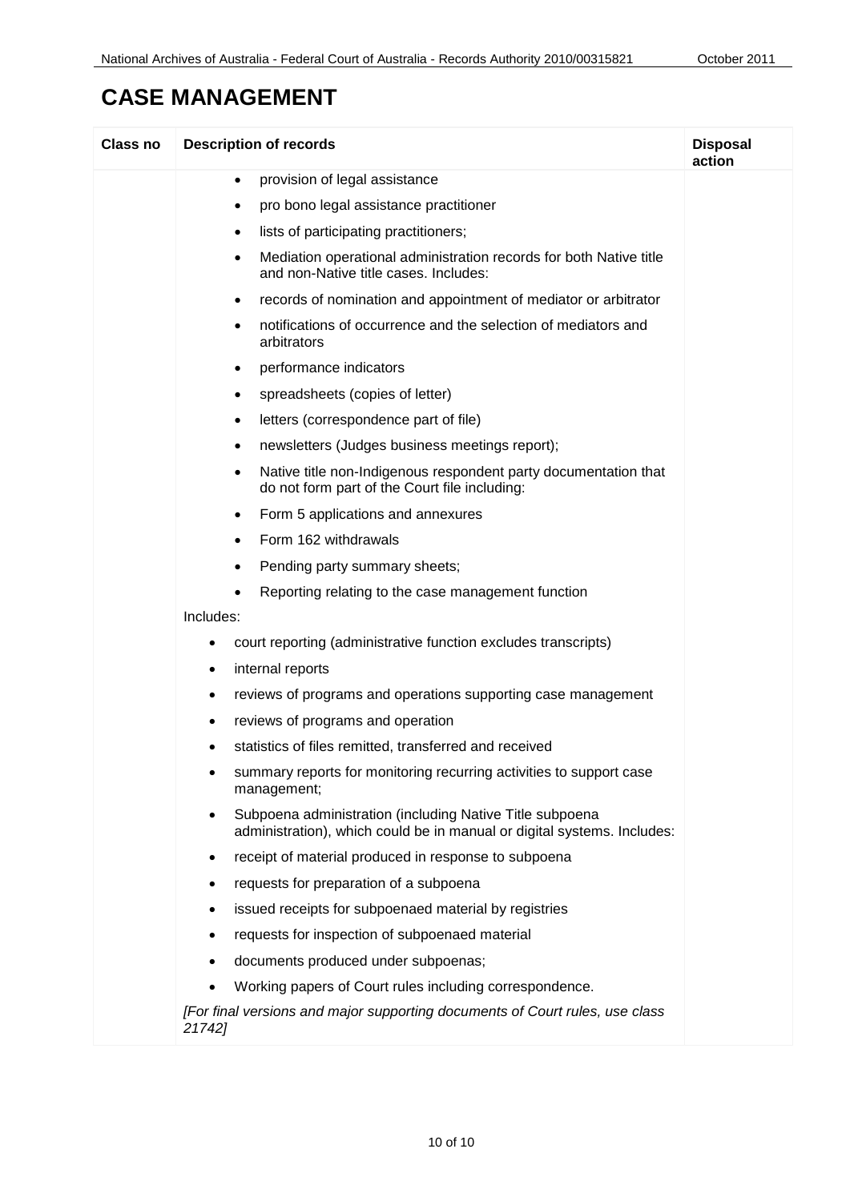# CASE MANAGEMENT

| Class no | Description of records | Disposal action |
|---|---|---|
| | • provision of legal assistance<br>• pro bono legal assistance practitioner<br>• lists of participating practitioners;<br>• Mediation operational administration records for both Native title and non-Native title cases. Includes:<br>• records of nomination and appointment of mediator or arbitrator<br>• notifications of occurrence and the selection of mediators and arbitrators<br>• performance indicators<br>• spreadsheets (copies of letter)<br>• letters (correspondence part of file)<br>• newsletters (Judges business meetings report);<br>• Native title non-Indigenous respondent party documentation that do not form part of the Court file including:<br>• Form 5 applications and annexures<br>• Form 162 withdrawals<br>• Pending party summary sheets;<br>• Reporting relating to the case management function<br>Includes:<br>• court reporting (administrative function excludes transcripts)<br>• internal reports<br>• reviews of programs and operations supporting case management<br>• reviews of programs and operation<br>• statistics of files remitted, transferred and received<br>• summary reports for monitoring recurring activities to support case management;<br>• Subpoena administration (including Native Title subpoena administration), which could be in manual or digital systems. Includes:<br>• receipt of material produced in response to subpoena<br>• requests for preparation of a subpoena<br>• issued receipts for subpoenaed material by registries<br>• requests for inspection of subpoenaed material<br>• documents produced under subpoenas;<br>• Working papers of Court rules including correspondence.<br>*[For final versions and major supporting documents of Court rules, use class 21742]* | |